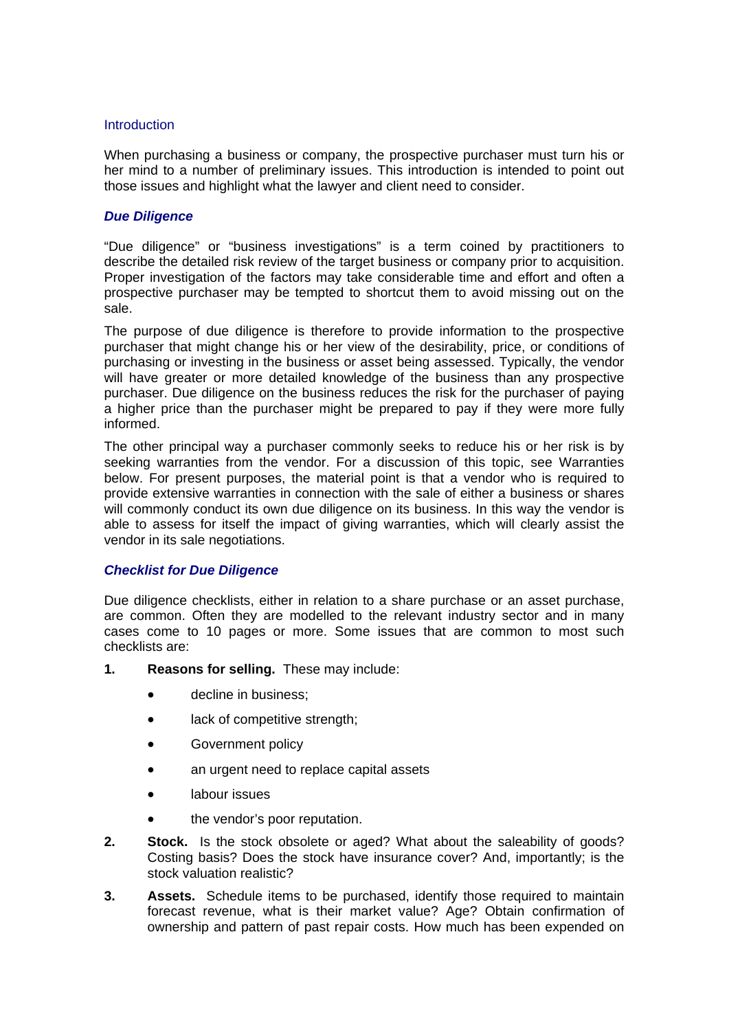## Introduction

When purchasing a business or company, the prospective purchaser must turn his or her mind to a number of preliminary issues. This introduction is intended to point out those issues and highlight what the lawyer and client need to consider.

### *Due Diligence*

"Due diligence" or "business investigations" is a term coined by practitioners to describe the detailed risk review of the target business or company prior to acquisition. Proper investigation of the factors may take considerable time and effort and often a prospective purchaser may be tempted to shortcut them to avoid missing out on the sale.

The purpose of due diligence is therefore to provide information to the prospective purchaser that might change his or her view of the desirability, price, or conditions of purchasing or investing in the business or asset being assessed. Typically, the vendor will have greater or more detailed knowledge of the business than any prospective purchaser. Due diligence on the business reduces the risk for the purchaser of paying a higher price than the purchaser might be prepared to pay if they were more fully informed.

The other principal way a purchaser commonly seeks to reduce his or her risk is by seeking warranties from the vendor. For a discussion of this topic, see Warranties below. For present purposes, the material point is that a vendor who is required to provide extensive warranties in connection with the sale of either a business or shares will commonly conduct its own due diligence on its business. In this way the vendor is able to assess for itself the impact of giving warranties, which will clearly assist the vendor in its sale negotiations.

### *Checklist for Due Diligence*

Due diligence checklists, either in relation to a share purchase or an asset purchase, are common. Often they are modelled to the relevant industry sector and in many cases come to 10 pages or more. Some issues that are common to most such checklists are:

1. **Reasons for selling.** These may include:
   - decline in business;
   - lack of competitive strength;
   - Government policy
   - an urgent need to replace capital assets
   - labour issues
   - the vendor's poor reputation.
2. **Stock.** Is the stock obsolete or aged? What about the saleability of goods? Costing basis? Does the stock have insurance cover? And, importantly; is the stock valuation realistic?
3. **Assets.** Schedule items to be purchased, identify those required to maintain forecast revenue, what is their market value? Age? Obtain confirmation of ownership and pattern of past repair costs. How much has been expended on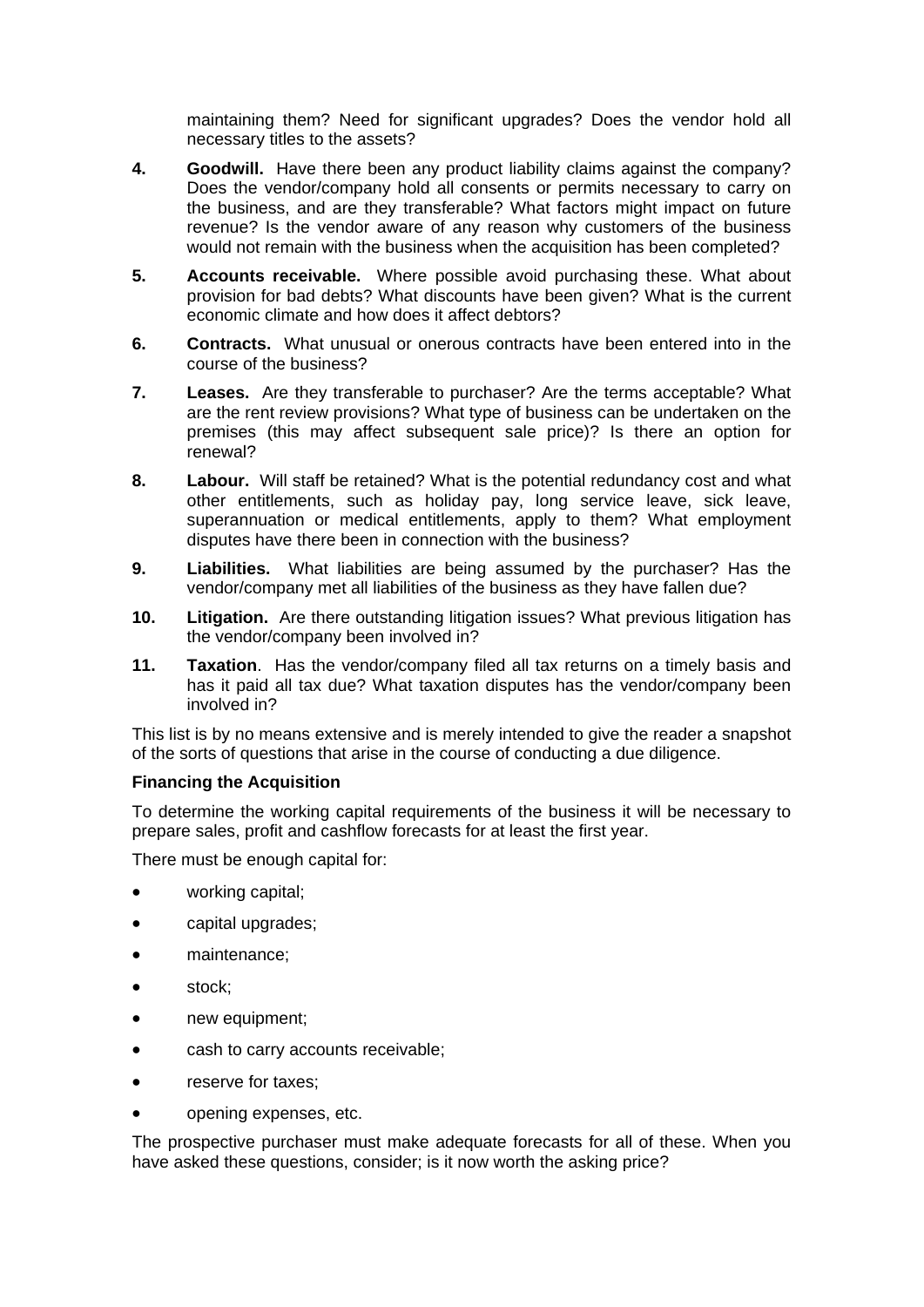maintaining them? Need for significant upgrades? Does the vendor hold all necessary titles to the assets?

4. **Goodwill.** Have there been any product liability claims against the company? Does the vendor/company hold all consents or permits necessary to carry on the business, and are they transferable? What factors might impact on future revenue? Is the vendor aware of any reason why customers of the business would not remain with the business when the acquisition has been completed?

5. **Accounts receivable.** Where possible avoid purchasing these. What about provision for bad debts? What discounts have been given? What is the current economic climate and how does it affect debtors?

6. **Contracts.** What unusual or onerous contracts have been entered into in the course of the business?

7. **Leases.** Are they transferable to purchaser? Are the terms acceptable? What are the rent review provisions? What type of business can be undertaken on the premises (this may affect subsequent sale price)? Is there an option for renewal?

8. **Labour.** Will staff be retained? What is the potential redundancy cost and what other entitlements, such as holiday pay, long service leave, sick leave, superannuation or medical entitlements, apply to them? What employment disputes have there been in connection with the business?

9. **Liabilities.** What liabilities are being assumed by the purchaser? Has the vendor/company met all liabilities of the business as they have fallen due?

10. **Litigation.** Are there outstanding litigation issues? What previous litigation has the vendor/company been involved in?

11. **Taxation**. Has the vendor/company filed all tax returns on a timely basis and has it paid all tax due? What taxation disputes has the vendor/company been involved in?

This list is by no means extensive and is merely intended to give the reader a snapshot of the sorts of questions that arise in the course of conducting a due diligence.

**Financing the Acquisition**

To determine the working capital requirements of the business it will be necessary to prepare sales, profit and cashflow forecasts for at least the first year.

There must be enough capital for:

- working capital;
- capital upgrades;
- maintenance;
- stock;
- new equipment;
- cash to carry accounts receivable;
- reserve for taxes;
- opening expenses, etc.

The prospective purchaser must make adequate forecasts for all of these. When you have asked these questions, consider; is it now worth the asking price?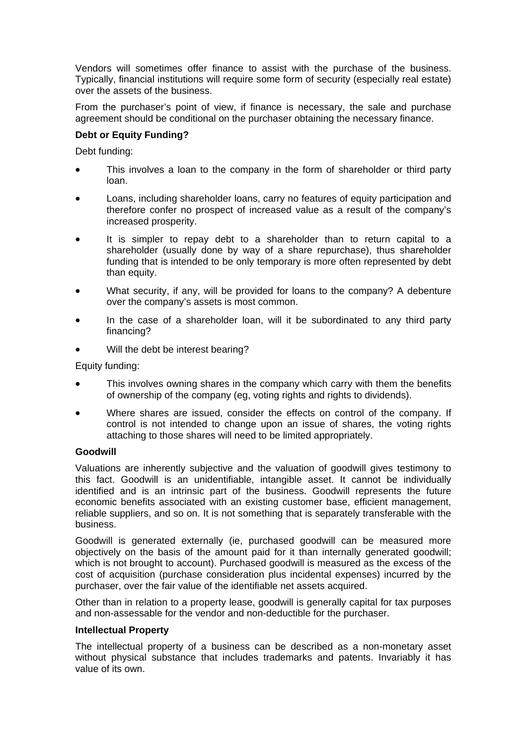Vendors will sometimes offer finance to assist with the purchase of the business. Typically, financial institutions will require some form of security (especially real estate) over the assets of the business.

From the purchaser's point of view, if finance is necessary, the sale and purchase agreement should be conditional on the purchaser obtaining the necessary finance.

**Debt or Equity Funding?**

Debt funding:

- This involves a loan to the company in the form of shareholder or third party loan.
- Loans, including shareholder loans, carry no features of equity participation and therefore confer no prospect of increased value as a result of the company's increased prosperity.
- It is simpler to repay debt to a shareholder than to return capital to a shareholder (usually done by way of a share repurchase), thus shareholder funding that is intended to be only temporary is more often represented by debt than equity.
- What security, if any, will be provided for loans to the company? A debenture over the company's assets is most common.
- In the case of a shareholder loan, will it be subordinated to any third party financing?
- Will the debt be interest bearing?

Equity funding:

- This involves owning shares in the company which carry with them the benefits of ownership of the company (eg, voting rights and rights to dividends).
- Where shares are issued, consider the effects on control of the company. If control is not intended to change upon an issue of shares, the voting rights attaching to those shares will need to be limited appropriately.

**Goodwill**

Valuations are inherently subjective and the valuation of goodwill gives testimony to this fact. Goodwill is an unidentifiable, intangible asset. It cannot be individually identified and is an intrinsic part of the business. Goodwill represents the future economic benefits associated with an existing customer base, efficient management, reliable suppliers, and so on. It is not something that is separately transferable with the business.

Goodwill is generated externally (ie, purchased goodwill can be measured more objectively on the basis of the amount paid for it than internally generated goodwill; which is not brought to account). Purchased goodwill is measured as the excess of the cost of acquisition (purchase consideration plus incidental expenses) incurred by the purchaser, over the fair value of the identifiable net assets acquired.

Other than in relation to a property lease, goodwill is generally capital for tax purposes and non-assessable for the vendor and non-deductible for the purchaser.

**Intellectual Property**

The intellectual property of a business can be described as a non-monetary asset without physical substance that includes trademarks and patents. Invariably it has value of its own.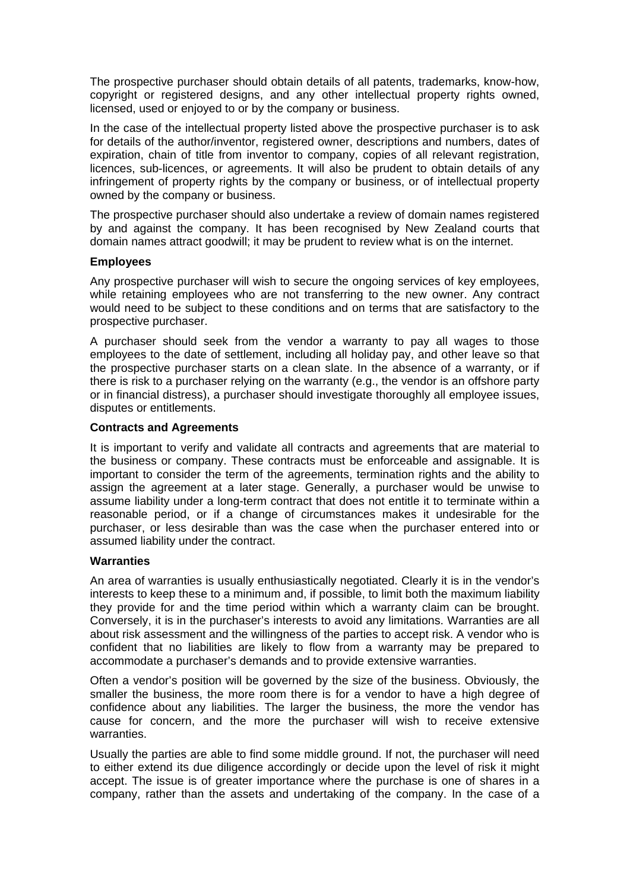The prospective purchaser should obtain details of all patents, trademarks, know-how, copyright or registered designs, and any other intellectual property rights owned, licensed, used or enjoyed to or by the company or business.

In the case of the intellectual property listed above the prospective purchaser is to ask for details of the author/inventor, registered owner, descriptions and numbers, dates of expiration, chain of title from inventor to company, copies of all relevant registration, licences, sub-licences, or agreements. It will also be prudent to obtain details of any infringement of property rights by the company or business, or of intellectual property owned by the company or business.

The prospective purchaser should also undertake a review of domain names registered by and against the company. It has been recognised by New Zealand courts that domain names attract goodwill; it may be prudent to review what is on the internet.

**Employees**

Any prospective purchaser will wish to secure the ongoing services of key employees, while retaining employees who are not transferring to the new owner. Any contract would need to be subject to these conditions and on terms that are satisfactory to the prospective purchaser.

A purchaser should seek from the vendor a warranty to pay all wages to those employees to the date of settlement, including all holiday pay, and other leave so that the prospective purchaser starts on a clean slate. In the absence of a warranty, or if there is risk to a purchaser relying on the warranty (e.g., the vendor is an offshore party or in financial distress), a purchaser should investigate thoroughly all employee issues, disputes or entitlements.

**Contracts and Agreements**

It is important to verify and validate all contracts and agreements that are material to the business or company. These contracts must be enforceable and assignable. It is important to consider the term of the agreements, termination rights and the ability to assign the agreement at a later stage. Generally, a purchaser would be unwise to assume liability under a long-term contract that does not entitle it to terminate within a reasonable period, or if a change of circumstances makes it undesirable for the purchaser, or less desirable than was the case when the purchaser entered into or assumed liability under the contract.

**Warranties**

An area of warranties is usually enthusiastically negotiated. Clearly it is in the vendor's interests to keep these to a minimum and, if possible, to limit both the maximum liability they provide for and the time period within which a warranty claim can be brought. Conversely, it is in the purchaser's interests to avoid any limitations. Warranties are all about risk assessment and the willingness of the parties to accept risk. A vendor who is confident that no liabilities are likely to flow from a warranty may be prepared to accommodate a purchaser's demands and to provide extensive warranties.

Often a vendor's position will be governed by the size of the business. Obviously, the smaller the business, the more room there is for a vendor to have a high degree of confidence about any liabilities. The larger the business, the more the vendor has cause for concern, and the more the purchaser will wish to receive extensive warranties.

Usually the parties are able to find some middle ground. If not, the purchaser will need to either extend its due diligence accordingly or decide upon the level of risk it might accept. The issue is of greater importance where the purchase is one of shares in a company, rather than the assets and undertaking of the company. In the case of a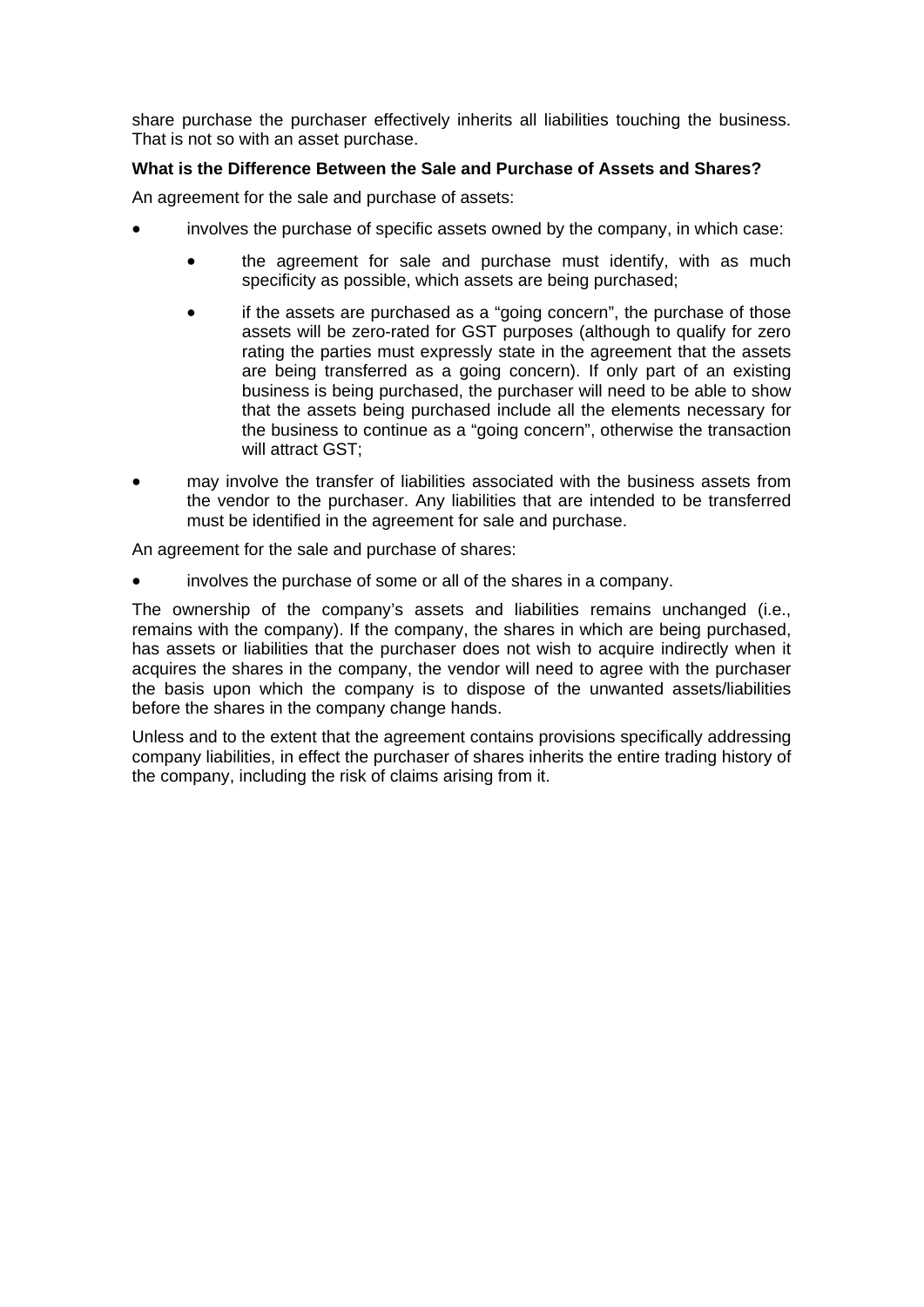share purchase the purchaser effectively inherits all liabilities touching the business. That is not so with an asset purchase.

**What is the Difference Between the Sale and Purchase of Assets and Shares?**

An agreement for the sale and purchase of assets:

- involves the purchase of specific assets owned by the company, in which case:
  - the agreement for sale and purchase must identify, with as much specificity as possible, which assets are being purchased;
  - if the assets are purchased as a "going concern", the purchase of those assets will be zero-rated for GST purposes (although to qualify for zero rating the parties must expressly state in the agreement that the assets are being transferred as a going concern). If only part of an existing business is being purchased, the purchaser will need to be able to show that the assets being purchased include all the elements necessary for the business to continue as a "going concern", otherwise the transaction will attract GST;
- may involve the transfer of liabilities associated with the business assets from the vendor to the purchaser. Any liabilities that are intended to be transferred must be identified in the agreement for sale and purchase.

An agreement for the sale and purchase of shares:

- involves the purchase of some or all of the shares in a company.

The ownership of the company's assets and liabilities remains unchanged (i.e., remains with the company). If the company, the shares in which are being purchased, has assets or liabilities that the purchaser does not wish to acquire indirectly when it acquires the shares in the company, the vendor will need to agree with the purchaser the basis upon which the company is to dispose of the unwanted assets/liabilities before the shares in the company change hands.

Unless and to the extent that the agreement contains provisions specifically addressing company liabilities, in effect the purchaser of shares inherits the entire trading history of the company, including the risk of claims arising from it.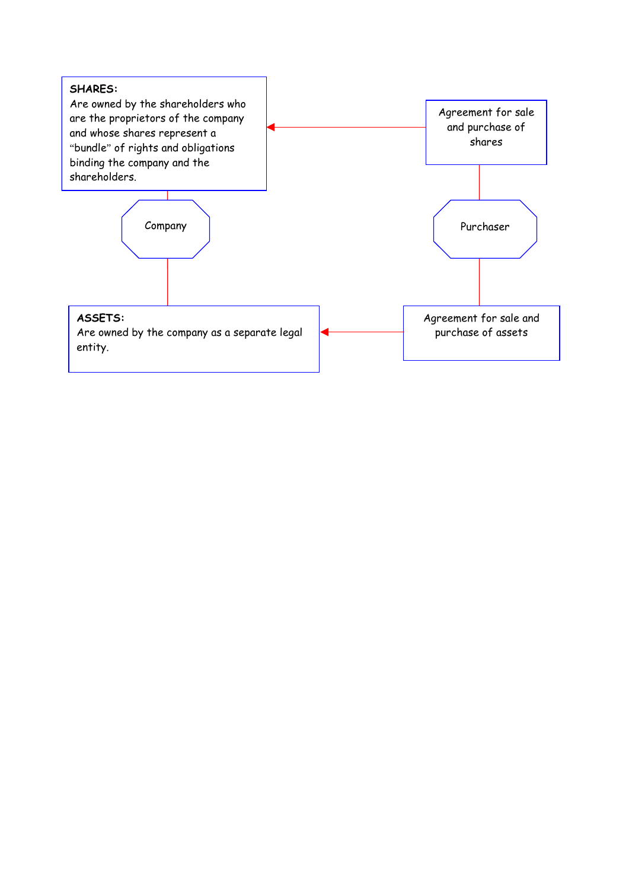**SHARES:**
Are owned by the shareholders who are the proprietors of the company and whose shares represent a "bundle" of rights and obligations binding the company and the shareholders.

Agreement for sale and purchase of shares

Company

Purchaser

**ASSETS:**
Are owned by the company as a separate legal entity.

Agreement for sale and purchase of assets